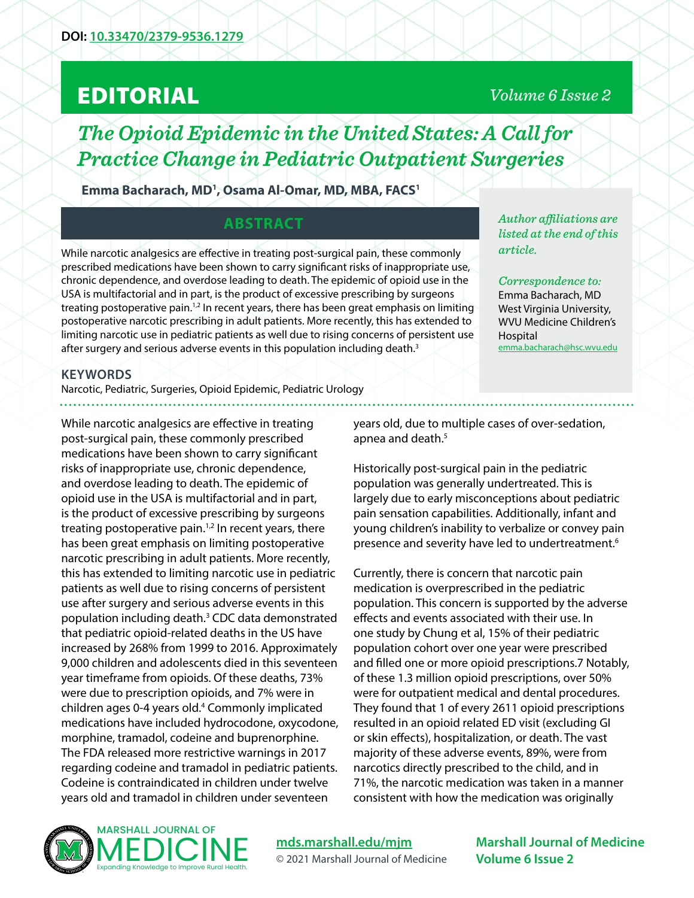DOI: 10.33470/2379-9536.1279

# EDITORIAL

# The Opioid Epidemic in the United States: A Call for Practice Change in Pediatric Outpatient Surgeries

**Emma Bacharach, MD[1], Osama Al-Omar, MD, MBA, FACS[1]**

*Author affiliations are listed at the end of this article.*

*Correspondence to:*
Emma Bacharach, MD
West Virginia University, WVU Medicine Children's Hospital
emma.bacharach@hsc.wvu.edu

## ABSTRACT

While narcotic analgesics are effective in treating post-surgical pain, these commonly prescribed medications have been shown to carry significant risks of inappropriate use, chronic dependence, and overdose leading to death. The epidemic of opioid use in the USA is multifactorial and in part, is the product of excessive prescribing by surgeons treating postoperative pain.[1,2] In recent years, there has been great emphasis on limiting postoperative narcotic prescribing in adult patients. More recently, this has extended to limiting narcotic use in pediatric patients as well due to rising concerns of persistent use after surgery and serious adverse events in this population including death.[3]

## KEYWORDS

Narcotic, Pediatric, Surgeries, Opioid Epidemic, Pediatric Urology

While narcotic analgesics are effective in treating post-surgical pain, these commonly prescribed medications have been shown to carry significant risks of inappropriate use, chronic dependence, and overdose leading to death. The epidemic of opioid use in the USA is multifactorial and in part, is the product of excessive prescribing by surgeons treating postoperative pain.[1,2] In recent years, there has been great emphasis on limiting postoperative narcotic prescribing in adult patients. More recently, this has extended to limiting narcotic use in pediatric patients as well due to rising concerns of persistent use after surgery and serious adverse events in this population including death.[3] CDC data demonstrated that pediatric opioid-related deaths in the US have increased by 268% from 1999 to 2016. Approximately 9,000 children and adolescents died in this seventeen year timeframe from opioids. Of these deaths, 73% were due to prescription opioids, and 7% were in children ages 0-4 years old.[4] Commonly implicated medications have included hydrocodone, oxycodone, morphine, tramadol, codeine and buprenorphine. The FDA released more restrictive warnings in 2017 regarding codeine and tramadol in pediatric patients. Codeine is contraindicated in children under twelve years old and tramadol in children under seventeen years old, due to multiple cases of over-sedation, apnea and death.[5]

Historically post-surgical pain in the pediatric population was generally undertreated. This is largely due to early misconceptions about pediatric pain sensation capabilities. Additionally, infant and young children's inability to verbalize or convey pain presence and severity have led to undertreatment.[6]

Currently, there is concern that narcotic pain medication is overprescribed in the pediatric population. This concern is supported by the adverse effects and events associated with their use. In one study by Chung et al, 15% of their pediatric population cohort over one year were prescribed and filled one or more opioid prescriptions.7 Notably, of these 1.3 million opioid prescriptions, over 50% were for outpatient medical and dental procedures. They found that 1 of every 2611 opioid prescriptions resulted in an opioid related ED visit (excluding GI or skin effects), hospitalization, or death. The vast majority of these adverse events, 89%, were from narcotics directly prescribed to the child, and in 71%, the narcotic medication was taken in a manner consistent with how the medication was originally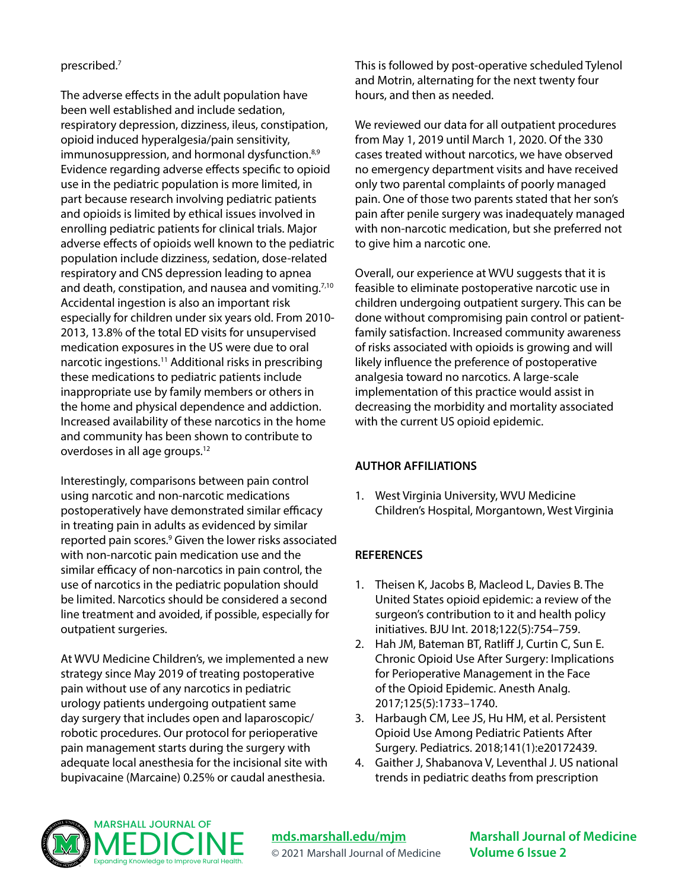prescribed.[7]

The adverse effects in the adult population have been well established and include sedation, respiratory depression, dizziness, ileus, constipation, opioid induced hyperalgesia/pain sensitivity, immunosuppression, and hormonal dysfunction.[8,9] Evidence regarding adverse effects specific to opioid use in the pediatric population is more limited, in part because research involving pediatric patients and opioids is limited by ethical issues involved in enrolling pediatric patients for clinical trials. Major adverse effects of opioids well known to the pediatric population include dizziness, sedation, dose-related respiratory and CNS depression leading to apnea and death, constipation, and nausea and vomiting.[7,10] Accidental ingestion is also an important risk especially for children under six years old. From 2010-2013, 13.8% of the total ED visits for unsupervised medication exposures in the US were due to oral narcotic ingestions.[11] Additional risks in prescribing these medications to pediatric patients include inappropriate use by family members or others in the home and physical dependence and addiction. Increased availability of these narcotics in the home and community has been shown to contribute to overdoses in all age groups.[12]

Interestingly, comparisons between pain control using narcotic and non-narcotic medications postoperatively have demonstrated similar efficacy in treating pain in adults as evidenced by similar reported pain scores.[9] Given the lower risks associated with non-narcotic pain medication use and the similar efficacy of non-narcotics in pain control, the use of narcotics in the pediatric population should be limited. Narcotics should be considered a second line treatment and avoided, if possible, especially for outpatient surgeries.

At WVU Medicine Children's, we implemented a new strategy since May 2019 of treating postoperative pain without use of any narcotics in pediatric urology patients undergoing outpatient same day surgery that includes open and laparoscopic/robotic procedures. Our protocol for perioperative pain management starts during the surgery with adequate local anesthesia for the incisional site with bupivacaine (Marcaine) 0.25% or caudal anesthesia. This is followed by post-operative scheduled Tylenol and Motrin, alternating for the next twenty four hours, and then as needed.

We reviewed our data for all outpatient procedures from May 1, 2019 until March 1, 2020. Of the 330 cases treated without narcotics, we have observed no emergency department visits and have received only two parental complaints of poorly managed pain. One of those two parents stated that her son's pain after penile surgery was inadequately managed with non-narcotic medication, but she preferred not to give him a narcotic one.

Overall, our experience at WVU suggests that it is feasible to eliminate postoperative narcotic use in children undergoing outpatient surgery. This can be done without compromising pain control or patient-family satisfaction. Increased community awareness of risks associated with opioids is growing and will likely influence the preference of postoperative analgesia toward no narcotics. A large-scale implementation of this practice would assist in decreasing the morbidity and mortality associated with the current US opioid epidemic.

## AUTHOR AFFILIATIONS

1. West Virginia University, WVU Medicine Children's Hospital, Morgantown, West Virginia

## REFERENCES

1. Theisen K, Jacobs B, Macleod L, Davies B. The United States opioid epidemic: a review of the surgeon's contribution to it and health policy initiatives. BJU Int. 2018;122(5):754–759.
2. Hah JM, Bateman BT, Ratliff J, Curtin C, Sun E. Chronic Opioid Use After Surgery: Implications for Perioperative Management in the Face of the Opioid Epidemic. Anesth Analg. 2017;125(5):1733–1740.
3. Harbaugh CM, Lee JS, Hu HM, et al. Persistent Opioid Use Among Pediatric Patients After Surgery. Pediatrics. 2018;141(1):e20172439.
4. Gaither J, Shabanova V, Leventhal J. US national trends in pediatric deaths from prescription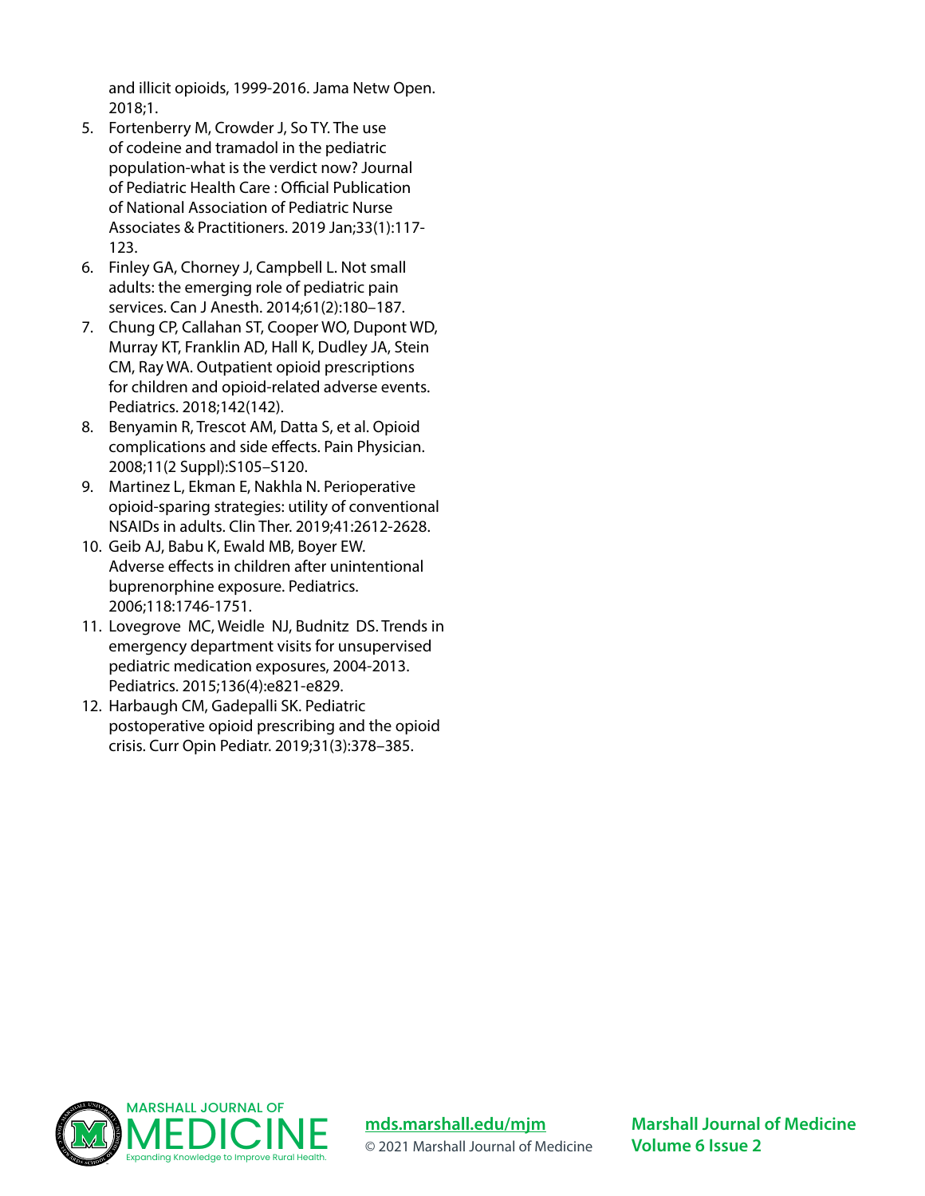and illicit opioids, 1999-2016. Jama Netw Open. 2018;1.

5. Fortenberry M, Crowder J, So TY. The use of codeine and tramadol in the pediatric population-what is the verdict now? Journal of Pediatric Health Care : Official Publication of National Association of Pediatric Nurse Associates & Practitioners. 2019 Jan;33(1):117-123.
6. Finley GA, Chorney J, Campbell L. Not small adults: the emerging role of pediatric pain services. Can J Anesth. 2014;61(2):180–187.
7. Chung CP, Callahan ST, Cooper WO, Dupont WD, Murray KT, Franklin AD, Hall K, Dudley JA, Stein CM, Ray WA. Outpatient opioid prescriptions for children and opioid-related adverse events. Pediatrics. 2018;142(142).
8. Benyamin R, Trescot AM, Datta S, et al. Opioid complications and side effects. Pain Physician. 2008;11(2 Suppl):S105–S120.
9. Martinez L, Ekman E, Nakhla N. Perioperative opioid-sparing strategies: utility of conventional NSAIDs in adults. Clin Ther. 2019;41:2612-2628.
10. Geib AJ, Babu K, Ewald MB, Boyer EW. Adverse effects in children after unintentional buprenorphine exposure. Pediatrics. 2006;118:1746-1751.
11. Lovegrove MC, Weidle NJ, Budnitz DS. Trends in emergency department visits for unsupervised pediatric medication exposures, 2004-2013. Pediatrics. 2015;136(4):e821-e829.
12. Harbaugh CM, Gadepalli SK. Pediatric postoperative opioid prescribing and the opioid crisis. Curr Opin Pediatr. 2019;31(3):378–385.